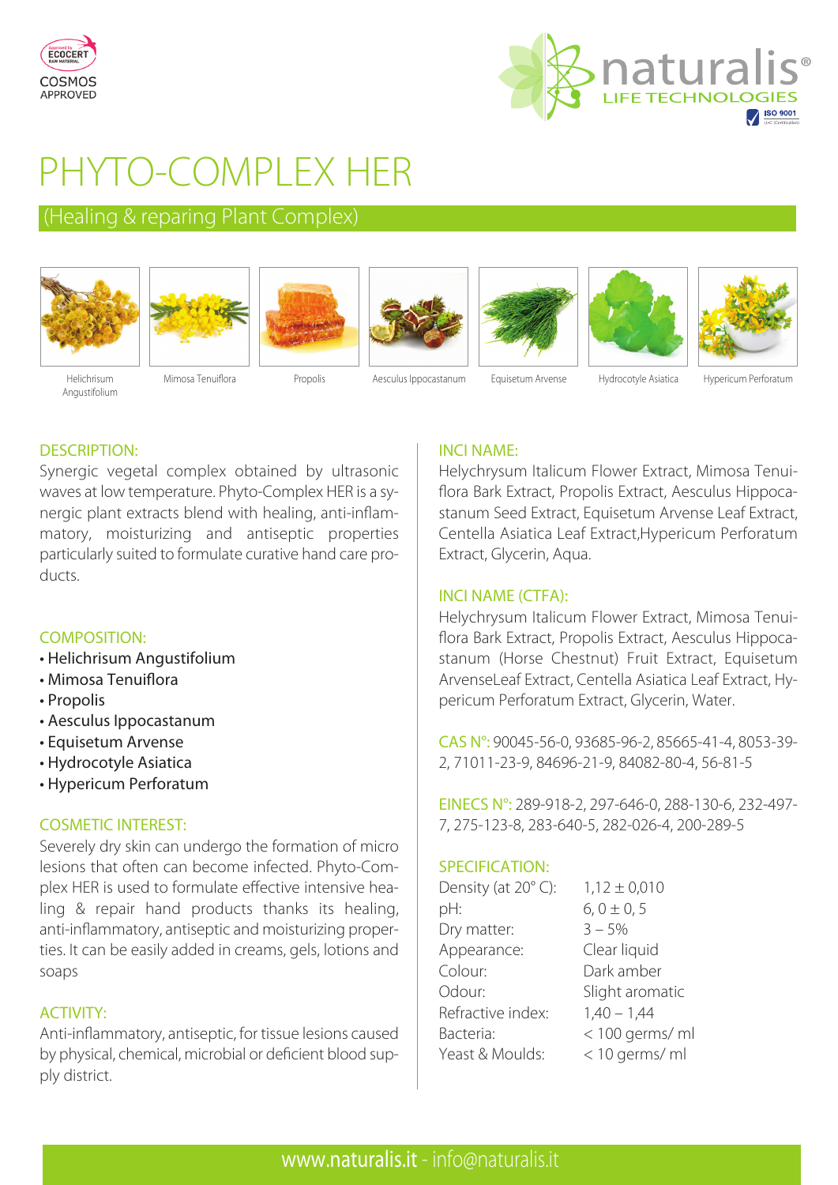ECOCERT
COSMOS APPROVED

naturalis® LIFE TECHNOLOGIES

# PHYTO-COMPLEX HER

## (Healing & reparing Plant Complex)

Helichrisum Angustifolium | Mimosa Tenuiflora | Propolis | Aesculus Ippocastanum | Equisetum Arvense | Hydrocotyle Asiatica | Hypericum Perforatum

### DESCRIPTION:

Synergic vegetal complex obtained by ultrasonic waves at low temperature. Phyto-Complex HER is a synergic plant extracts blend with healing, anti-inflammatory, moisturizing and antiseptic properties particularly suited to formulate curative hand care products.

### COMPOSITION:

- Helichrisum Angustifolium
- Mimosa Tenuiflora
- Propolis
- Aesculus Ippocastanum
- Equisetum Arvense
- Hydrocotyle Asiatica
- Hypericum Perforatum

### COSMETIC INTEREST:

Severely dry skin can undergo the formation of micro lesions that often can become infected. Phyto-Complex HER is used to formulate effective intensive healing & repair hand products thanks its healing, anti-inflammatory, antiseptic and moisturizing properties. It can be easily added in creams, gels, lotions and soaps

### ACTIVITY:

Anti-inflammatory, antiseptic, for tissue lesions caused by physical, chemical, microbial or deficient blood supply district.

### INCI NAME:

Helychrysum Italicum Flower Extract, Mimosa Tenuiflora Bark Extract, Propolis Extract, Aesculus Hippocastanum Seed Extract, Equisetum Arvense Leaf Extract, Centella Asiatica Leaf Extract,Hypericum Perforatum Extract, Glycerin, Aqua.

### INCI NAME (CTFA):

Helychrysum Italicum Flower Extract, Mimosa Tenuiflora Bark Extract, Propolis Extract, Aesculus Hippocastanum (Horse Chestnut) Fruit Extract, Equisetum ArvenseLeaf Extract, Centella Asiatica Leaf Extract, Hypericum Perforatum Extract, Glycerin, Water.

**CAS N°:** 90045-56-0, 93685-96-2, 85665-41-4, 8053-39-2, 71011-23-9, 84696-21-9, 84082-80-4, 56-81-5

**EINECS N°:** 289-918-2, 297-646-0, 288-130-6, 232-497-7, 275-123-8, 283-640-5, 282-026-4, 200-289-5

### SPECIFICATION:

| | |
|---|---|
| Density (at 20° C): | 1,12 ± 0,010 |
| pH: | 6, 0 ± 0, 5 |
| Dry matter: | 3 – 5% |
| Appearance: | Clear liquid |
| Colour: | Dark amber |
| Odour: | Slight aromatic |
| Refractive index: | 1,40 – 1,44 |
| Bacteria: | < 100 germs/ ml |
| Yeast & Moulds: | < 10 germs/ ml |

www.naturalis.it - info@naturalis.it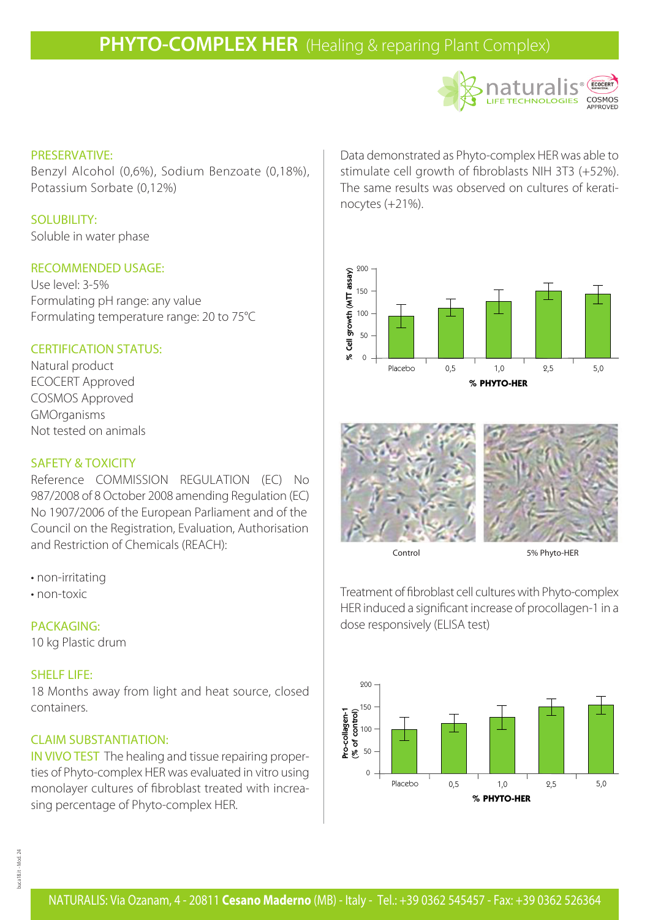# PHYTO-COMPLEX HER (Healing & reparing Plant Complex)

naturalis LIFE TECHNOLOGIES

ECOCERT COSMOS APPROVED

## PRESERVATIVE:

Benzyl Alcohol (0,6%), Sodium Benzoate (0,18%), Potassium Sorbate (0,12%)

## SOLUBILITY:

Soluble in water phase

## RECOMMENDED USAGE:

Use level: 3-5%
Formulating pH range: any value
Formulating temperature range: 20 to 75°C

## CERTIFICATION STATUS:

Natural product
ECOCERT Approved
COSMOS Approved
GMOrganisms
Not tested on animals

## SAFETY & TOXICITY

Reference COMMISSION REGULATION (EC) No 987/2008 of 8 October 2008 amending Regulation (EC) No 1907/2006 of the European Parliament and of the Council on the Registration, Evaluation, Authorisation and Restriction of Chemicals (REACH):

- non-irritating
- non-toxic

## PACKAGING:

10 kg Plastic drum

## SHELF LIFE:

18 Months away from light and heat source, closed containers.

## CLAIM SUBSTANTIATION:

IN VIVO TEST The healing and tissue repairing properties of Phyto-complex HER was evaluated in vitro using monolayer cultures of fibroblast treated with increasing percentage of Phyto-complex HER.

Data demonstrated as Phyto-complex HER was able to stimulate cell growth of fibroblasts NIH 3T3 (+52%). The same results was observed on cultures of keratinocytes (+21%).

% Cell growth (MTT assay)
200
150
100
50
0
Placebo
0,5
1,0
2,5
5,0
% PHYTO-HER

Control

5% Phyto-HER

Treatment of fibroblast cell cultures with Phyto-complex HER induced a significant increase of procollagen-1 in a dose responsively (ELISA test)

Pro-collagen-1 (% of control)
200
150
100
50
0
Placebo
0,5
1,0
2,5
5,0
% PHYTO-HER

NATURALIS: Via Ozanam, 4 - 20811 **Cesano Maderno** (MB) - Italy - Tel.: +39 0362 545457 - Fax: +39 0362 526364